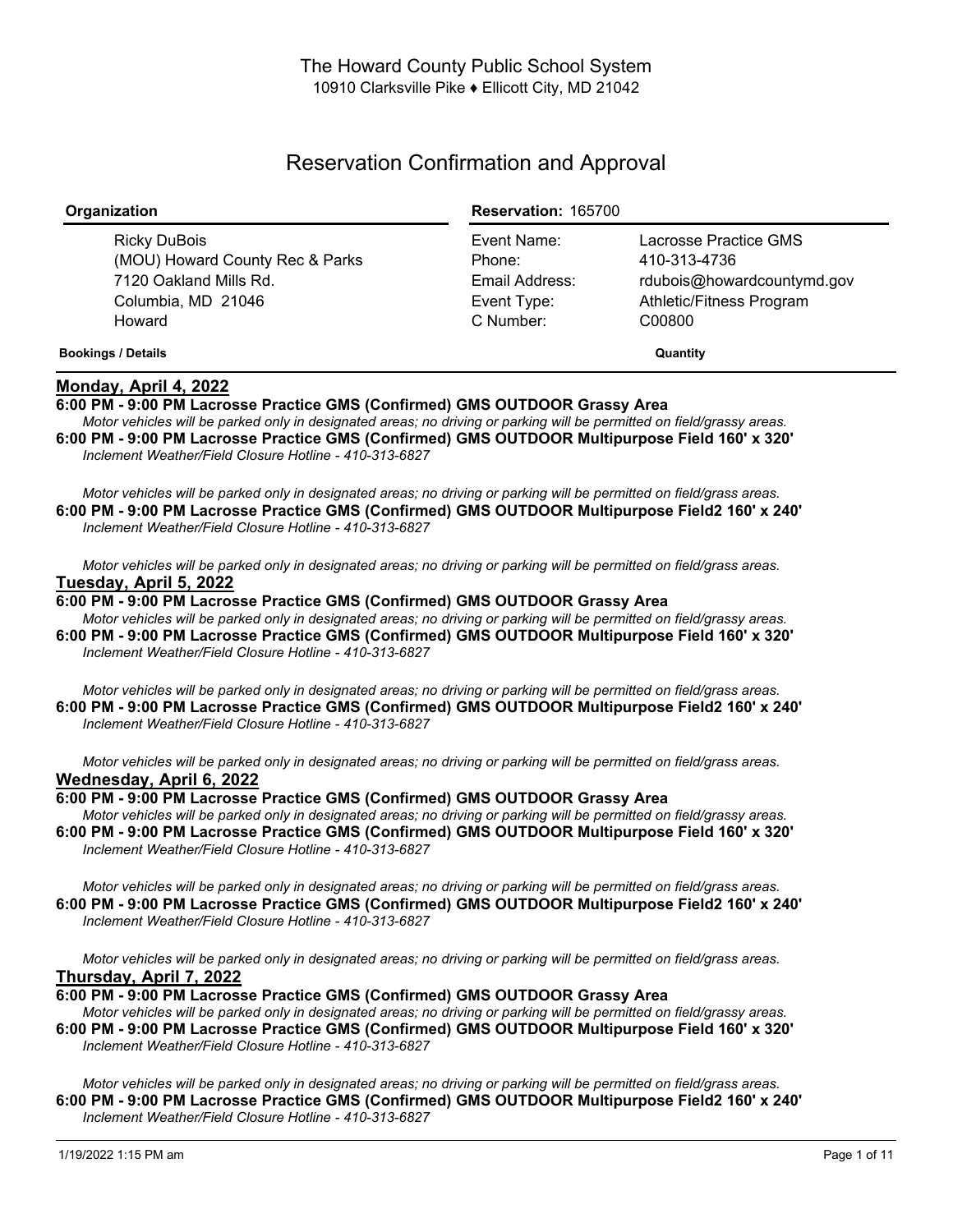The Howard County Public School System
10910 Clarksville Pike ♦ Ellicott City, MD 21042

# Reservation Confirmation and Approval

| Organization | Reservation: 165700 | |
|---|---|---|
| Ricky DuBois | Event Name: | Lacrosse Practice GMS |
| (MOU) Howard County Rec & Parks | Phone: | 410-313-4736 |
| 7120 Oakland Mills Rd. | Email Address: | rdubois@howardcountymd.gov |
| Columbia, MD 21046 | Event Type: | Athletic/Fitness Program |
| Howard | C Number: | C00800 |

**Bookings / Details** **Quantity**

## Monday, April 4, 2022

**6:00 PM - 9:00 PM Lacrosse Practice GMS (Confirmed) GMS OUTDOOR Grassy Area**
*Motor vehicles will be parked only in designated areas; no driving or parking will be permitted on field/grassy areas.*

**6:00 PM - 9:00 PM Lacrosse Practice GMS (Confirmed) GMS OUTDOOR Multipurpose Field 160' x 320'**
*Inclement Weather/Field Closure Hotline - 410-313-6827*

*Motor vehicles will be parked only in designated areas; no driving or parking will be permitted on field/grass areas.*

**6:00 PM - 9:00 PM Lacrosse Practice GMS (Confirmed) GMS OUTDOOR Multipurpose Field2 160' x 240'**
*Inclement Weather/Field Closure Hotline - 410-313-6827*

*Motor vehicles will be parked only in designated areas; no driving or parking will be permitted on field/grass areas.*

## Tuesday, April 5, 2022

**6:00 PM - 9:00 PM Lacrosse Practice GMS (Confirmed) GMS OUTDOOR Grassy Area**
*Motor vehicles will be parked only in designated areas; no driving or parking will be permitted on field/grassy areas.*

**6:00 PM - 9:00 PM Lacrosse Practice GMS (Confirmed) GMS OUTDOOR Multipurpose Field 160' x 320'**
*Inclement Weather/Field Closure Hotline - 410-313-6827*

*Motor vehicles will be parked only in designated areas; no driving or parking will be permitted on field/grass areas.*

**6:00 PM - 9:00 PM Lacrosse Practice GMS (Confirmed) GMS OUTDOOR Multipurpose Field2 160' x 240'**
*Inclement Weather/Field Closure Hotline - 410-313-6827*

*Motor vehicles will be parked only in designated areas; no driving or parking will be permitted on field/grass areas.*

## Wednesday, April 6, 2022

**6:00 PM - 9:00 PM Lacrosse Practice GMS (Confirmed) GMS OUTDOOR Grassy Area**
*Motor vehicles will be parked only in designated areas; no driving or parking will be permitted on field/grassy areas.*

**6:00 PM - 9:00 PM Lacrosse Practice GMS (Confirmed) GMS OUTDOOR Multipurpose Field 160' x 320'**
*Inclement Weather/Field Closure Hotline - 410-313-6827*

*Motor vehicles will be parked only in designated areas; no driving or parking will be permitted on field/grass areas.*

**6:00 PM - 9:00 PM Lacrosse Practice GMS (Confirmed) GMS OUTDOOR Multipurpose Field2 160' x 240'**
*Inclement Weather/Field Closure Hotline - 410-313-6827*

*Motor vehicles will be parked only in designated areas; no driving or parking will be permitted on field/grass areas.*

## Thursday, April 7, 2022

**6:00 PM - 9:00 PM Lacrosse Practice GMS (Confirmed) GMS OUTDOOR Grassy Area**
*Motor vehicles will be parked only in designated areas; no driving or parking will be permitted on field/grassy areas.*

**6:00 PM - 9:00 PM Lacrosse Practice GMS (Confirmed) GMS OUTDOOR Multipurpose Field 160' x 320'**
*Inclement Weather/Field Closure Hotline - 410-313-6827*

*Motor vehicles will be parked only in designated areas; no driving or parking will be permitted on field/grass areas.*

**6:00 PM - 9:00 PM Lacrosse Practice GMS (Confirmed) GMS OUTDOOR Multipurpose Field2 160' x 240'**
*Inclement Weather/Field Closure Hotline - 410-313-6827*

1/19/2022 1:15 PM am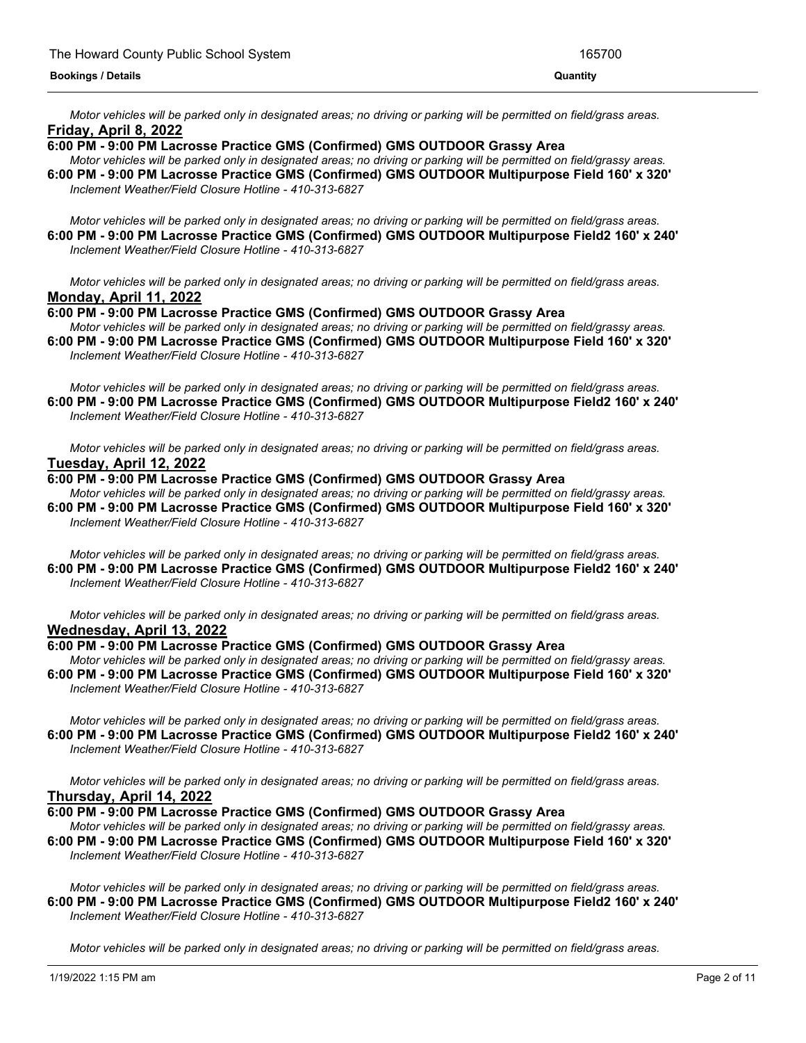*Motor vehicles will be parked only in designated areas; no driving or parking will be permitted on field/grass areas.*

**Friday, April 8, 2022**

**6:00 PM - 9:00 PM Lacrosse Practice GMS (Confirmed) GMS OUTDOOR Grassy Area**

*Motor vehicles will be parked only in designated areas; no driving or parking will be permitted on field/grassy areas.*

**6:00 PM - 9:00 PM Lacrosse Practice GMS (Confirmed) GMS OUTDOOR Multipurpose Field 160' x 320'**

*Inclement Weather/Field Closure Hotline - 410-313-6827*

*Motor vehicles will be parked only in designated areas; no driving or parking will be permitted on field/grass areas.*

**6:00 PM - 9:00 PM Lacrosse Practice GMS (Confirmed) GMS OUTDOOR Multipurpose Field2 160' x 240'**

*Inclement Weather/Field Closure Hotline - 410-313-6827*

*Motor vehicles will be parked only in designated areas; no driving or parking will be permitted on field/grass areas.*

**Monday, April 11, 2022**

**6:00 PM - 9:00 PM Lacrosse Practice GMS (Confirmed) GMS OUTDOOR Grassy Area**

*Motor vehicles will be parked only in designated areas; no driving or parking will be permitted on field/grassy areas.*

**6:00 PM - 9:00 PM Lacrosse Practice GMS (Confirmed) GMS OUTDOOR Multipurpose Field 160' x 320'**

*Inclement Weather/Field Closure Hotline - 410-313-6827*

*Motor vehicles will be parked only in designated areas; no driving or parking will be permitted on field/grass areas.*

**6:00 PM - 9:00 PM Lacrosse Practice GMS (Confirmed) GMS OUTDOOR Multipurpose Field2 160' x 240'**

*Inclement Weather/Field Closure Hotline - 410-313-6827*

*Motor vehicles will be parked only in designated areas; no driving or parking will be permitted on field/grass areas.*

**Tuesday, April 12, 2022**

**6:00 PM - 9:00 PM Lacrosse Practice GMS (Confirmed) GMS OUTDOOR Grassy Area**

*Motor vehicles will be parked only in designated areas; no driving or parking will be permitted on field/grassy areas.*

**6:00 PM - 9:00 PM Lacrosse Practice GMS (Confirmed) GMS OUTDOOR Multipurpose Field 160' x 320'**

*Inclement Weather/Field Closure Hotline - 410-313-6827*

*Motor vehicles will be parked only in designated areas; no driving or parking will be permitted on field/grass areas.*

**6:00 PM - 9:00 PM Lacrosse Practice GMS (Confirmed) GMS OUTDOOR Multipurpose Field2 160' x 240'**

*Inclement Weather/Field Closure Hotline - 410-313-6827*

*Motor vehicles will be parked only in designated areas; no driving or parking will be permitted on field/grass areas.*

**Wednesday, April 13, 2022**

**6:00 PM - 9:00 PM Lacrosse Practice GMS (Confirmed) GMS OUTDOOR Grassy Area**

*Motor vehicles will be parked only in designated areas; no driving or parking will be permitted on field/grassy areas.*

**6:00 PM - 9:00 PM Lacrosse Practice GMS (Confirmed) GMS OUTDOOR Multipurpose Field 160' x 320'**

*Inclement Weather/Field Closure Hotline - 410-313-6827*

*Motor vehicles will be parked only in designated areas; no driving or parking will be permitted on field/grass areas.*

**6:00 PM - 9:00 PM Lacrosse Practice GMS (Confirmed) GMS OUTDOOR Multipurpose Field2 160' x 240'**

*Inclement Weather/Field Closure Hotline - 410-313-6827*

*Motor vehicles will be parked only in designated areas; no driving or parking will be permitted on field/grass areas.*

**Thursday, April 14, 2022**

**6:00 PM - 9:00 PM Lacrosse Practice GMS (Confirmed) GMS OUTDOOR Grassy Area**

*Motor vehicles will be parked only in designated areas; no driving or parking will be permitted on field/grassy areas.*

**6:00 PM - 9:00 PM Lacrosse Practice GMS (Confirmed) GMS OUTDOOR Multipurpose Field 160' x 320'**

*Inclement Weather/Field Closure Hotline - 410-313-6827*

*Motor vehicles will be parked only in designated areas; no driving or parking will be permitted on field/grass areas.*

**6:00 PM - 9:00 PM Lacrosse Practice GMS (Confirmed) GMS OUTDOOR Multipurpose Field2 160' x 240'**

*Inclement Weather/Field Closure Hotline - 410-313-6827*

*Motor vehicles will be parked only in designated areas; no driving or parking will be permitted on field/grass areas.*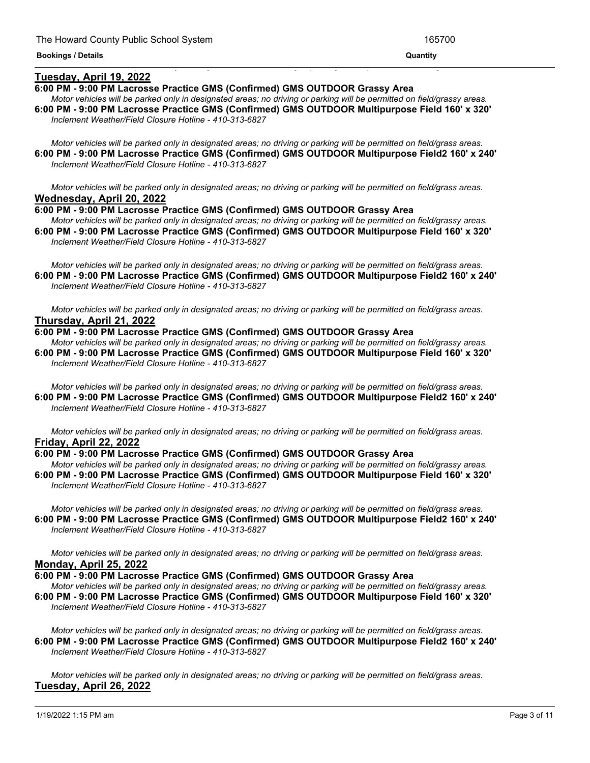**Tuesday, April 19, 2022**

**6:00 PM - 9:00 PM Lacrosse Practice GMS (Confirmed) GMS OUTDOOR Grassy Area**

*Motor vehicles will be parked only in designated areas; no driving or parking will be permitted on field/grassy areas.*

**6:00 PM - 9:00 PM Lacrosse Practice GMS (Confirmed) GMS OUTDOOR Multipurpose Field 160' x 320'**

*Inclement Weather/Field Closure Hotline - 410-313-6827*

*Motor vehicles will be parked only in designated areas; no driving or parking will be permitted on field/grass areas.*

**6:00 PM - 9:00 PM Lacrosse Practice GMS (Confirmed) GMS OUTDOOR Multipurpose Field2 160' x 240'**

*Inclement Weather/Field Closure Hotline - 410-313-6827*

*Motor vehicles will be parked only in designated areas; no driving or parking will be permitted on field/grass areas.*

**Wednesday, April 20, 2022**

**6:00 PM - 9:00 PM Lacrosse Practice GMS (Confirmed) GMS OUTDOOR Grassy Area**

*Motor vehicles will be parked only in designated areas; no driving or parking will be permitted on field/grassy areas.*

**6:00 PM - 9:00 PM Lacrosse Practice GMS (Confirmed) GMS OUTDOOR Multipurpose Field 160' x 320'**

*Inclement Weather/Field Closure Hotline - 410-313-6827*

*Motor vehicles will be parked only in designated areas; no driving or parking will be permitted on field/grass areas.*

**6:00 PM - 9:00 PM Lacrosse Practice GMS (Confirmed) GMS OUTDOOR Multipurpose Field2 160' x 240'**

*Inclement Weather/Field Closure Hotline - 410-313-6827*

*Motor vehicles will be parked only in designated areas; no driving or parking will be permitted on field/grass areas.*

**Thursday, April 21, 2022**

**6:00 PM - 9:00 PM Lacrosse Practice GMS (Confirmed) GMS OUTDOOR Grassy Area**

*Motor vehicles will be parked only in designated areas; no driving or parking will be permitted on field/grassy areas.*

**6:00 PM - 9:00 PM Lacrosse Practice GMS (Confirmed) GMS OUTDOOR Multipurpose Field 160' x 320'**

*Inclement Weather/Field Closure Hotline - 410-313-6827*

*Motor vehicles will be parked only in designated areas; no driving or parking will be permitted on field/grass areas.*

**6:00 PM - 9:00 PM Lacrosse Practice GMS (Confirmed) GMS OUTDOOR Multipurpose Field2 160' x 240'**

*Inclement Weather/Field Closure Hotline - 410-313-6827*

*Motor vehicles will be parked only in designated areas; no driving or parking will be permitted on field/grass areas.*

**Friday, April 22, 2022**

**6:00 PM - 9:00 PM Lacrosse Practice GMS (Confirmed) GMS OUTDOOR Grassy Area**

*Motor vehicles will be parked only in designated areas; no driving or parking will be permitted on field/grassy areas.*

**6:00 PM - 9:00 PM Lacrosse Practice GMS (Confirmed) GMS OUTDOOR Multipurpose Field 160' x 320'**

*Inclement Weather/Field Closure Hotline - 410-313-6827*

*Motor vehicles will be parked only in designated areas; no driving or parking will be permitted on field/grass areas.*

**6:00 PM - 9:00 PM Lacrosse Practice GMS (Confirmed) GMS OUTDOOR Multipurpose Field2 160' x 240'**

*Inclement Weather/Field Closure Hotline - 410-313-6827*

*Motor vehicles will be parked only in designated areas; no driving or parking will be permitted on field/grass areas.*

**Monday, April 25, 2022**

**6:00 PM - 9:00 PM Lacrosse Practice GMS (Confirmed) GMS OUTDOOR Grassy Area**

*Motor vehicles will be parked only in designated areas; no driving or parking will be permitted on field/grassy areas.*

**6:00 PM - 9:00 PM Lacrosse Practice GMS (Confirmed) GMS OUTDOOR Multipurpose Field 160' x 320'**

*Inclement Weather/Field Closure Hotline - 410-313-6827*

*Motor vehicles will be parked only in designated areas; no driving or parking will be permitted on field/grass areas.*

**6:00 PM - 9:00 PM Lacrosse Practice GMS (Confirmed) GMS OUTDOOR Multipurpose Field2 160' x 240'**

*Inclement Weather/Field Closure Hotline - 410-313-6827*

*Motor vehicles will be parked only in designated areas; no driving or parking will be permitted on field/grass areas.*

**Tuesday, April 26, 2022**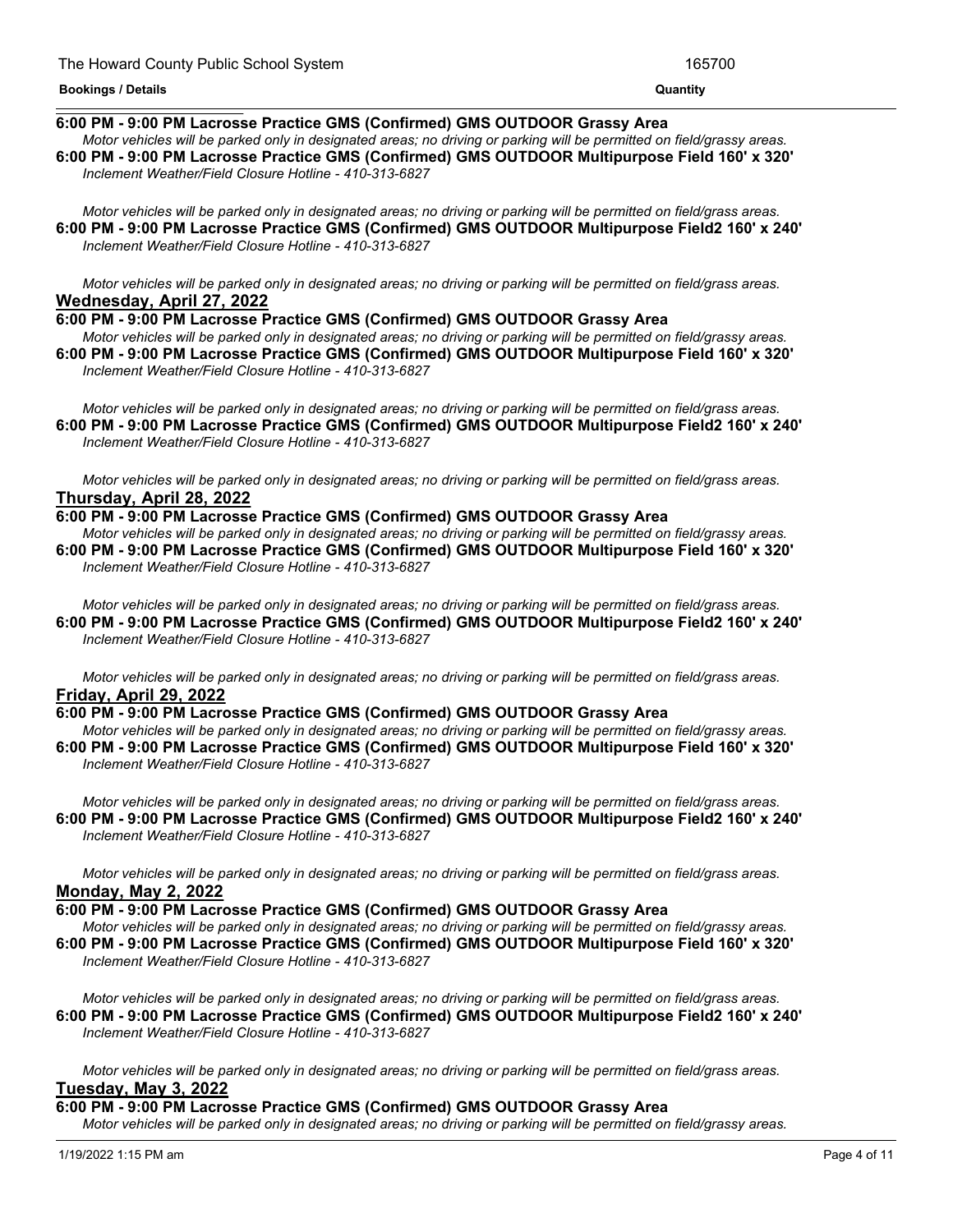**6:00 PM - 9:00 PM Lacrosse Practice GMS (Confirmed) GMS OUTDOOR Grassy Area**
*Motor vehicles will be parked only in designated areas; no driving or parking will be permitted on field/grassy areas.*
**6:00 PM - 9:00 PM Lacrosse Practice GMS (Confirmed) GMS OUTDOOR Multipurpose Field 160' x 320'**
*Inclement Weather/Field Closure Hotline - 410-313-6827*

*Motor vehicles will be parked only in designated areas; no driving or parking will be permitted on field/grass areas.*
**6:00 PM - 9:00 PM Lacrosse Practice GMS (Confirmed) GMS OUTDOOR Multipurpose Field2 160' x 240'**
*Inclement Weather/Field Closure Hotline - 410-313-6827*

*Motor vehicles will be parked only in designated areas; no driving or parking will be permitted on field/grass areas.*

**Wednesday, April 27, 2022**

**6:00 PM - 9:00 PM Lacrosse Practice GMS (Confirmed) GMS OUTDOOR Grassy Area**
*Motor vehicles will be parked only in designated areas; no driving or parking will be permitted on field/grassy areas.*
**6:00 PM - 9:00 PM Lacrosse Practice GMS (Confirmed) GMS OUTDOOR Multipurpose Field 160' x 320'**
*Inclement Weather/Field Closure Hotline - 410-313-6827*

*Motor vehicles will be parked only in designated areas; no driving or parking will be permitted on field/grass areas.*
**6:00 PM - 9:00 PM Lacrosse Practice GMS (Confirmed) GMS OUTDOOR Multipurpose Field2 160' x 240'**
*Inclement Weather/Field Closure Hotline - 410-313-6827*

*Motor vehicles will be parked only in designated areas; no driving or parking will be permitted on field/grass areas.*

**Thursday, April 28, 2022**

**6:00 PM - 9:00 PM Lacrosse Practice GMS (Confirmed) GMS OUTDOOR Grassy Area**
*Motor vehicles will be parked only in designated areas; no driving or parking will be permitted on field/grassy areas.*
**6:00 PM - 9:00 PM Lacrosse Practice GMS (Confirmed) GMS OUTDOOR Multipurpose Field 160' x 320'**
*Inclement Weather/Field Closure Hotline - 410-313-6827*

*Motor vehicles will be parked only in designated areas; no driving or parking will be permitted on field/grass areas.*
**6:00 PM - 9:00 PM Lacrosse Practice GMS (Confirmed) GMS OUTDOOR Multipurpose Field2 160' x 240'**
*Inclement Weather/Field Closure Hotline - 410-313-6827*

*Motor vehicles will be parked only in designated areas; no driving or parking will be permitted on field/grass areas.*

**Friday, April 29, 2022**

**6:00 PM - 9:00 PM Lacrosse Practice GMS (Confirmed) GMS OUTDOOR Grassy Area**
*Motor vehicles will be parked only in designated areas; no driving or parking will be permitted on field/grassy areas.*
**6:00 PM - 9:00 PM Lacrosse Practice GMS (Confirmed) GMS OUTDOOR Multipurpose Field 160' x 320'**
*Inclement Weather/Field Closure Hotline - 410-313-6827*

*Motor vehicles will be parked only in designated areas; no driving or parking will be permitted on field/grass areas.*
**6:00 PM - 9:00 PM Lacrosse Practice GMS (Confirmed) GMS OUTDOOR Multipurpose Field2 160' x 240'**
*Inclement Weather/Field Closure Hotline - 410-313-6827*

*Motor vehicles will be parked only in designated areas; no driving or parking will be permitted on field/grass areas.*

**Monday, May 2, 2022**

**6:00 PM - 9:00 PM Lacrosse Practice GMS (Confirmed) GMS OUTDOOR Grassy Area**
*Motor vehicles will be parked only in designated areas; no driving or parking will be permitted on field/grassy areas.*
**6:00 PM - 9:00 PM Lacrosse Practice GMS (Confirmed) GMS OUTDOOR Multipurpose Field 160' x 320'**
*Inclement Weather/Field Closure Hotline - 410-313-6827*

*Motor vehicles will be parked only in designated areas; no driving or parking will be permitted on field/grass areas.*
**6:00 PM - 9:00 PM Lacrosse Practice GMS (Confirmed) GMS OUTDOOR Multipurpose Field2 160' x 240'**
*Inclement Weather/Field Closure Hotline - 410-313-6827*

*Motor vehicles will be parked only in designated areas; no driving or parking will be permitted on field/grass areas.*

**Tuesday, May 3, 2022**

**6:00 PM - 9:00 PM Lacrosse Practice GMS (Confirmed) GMS OUTDOOR Grassy Area**
*Motor vehicles will be parked only in designated areas; no driving or parking will be permitted on field/grassy areas.*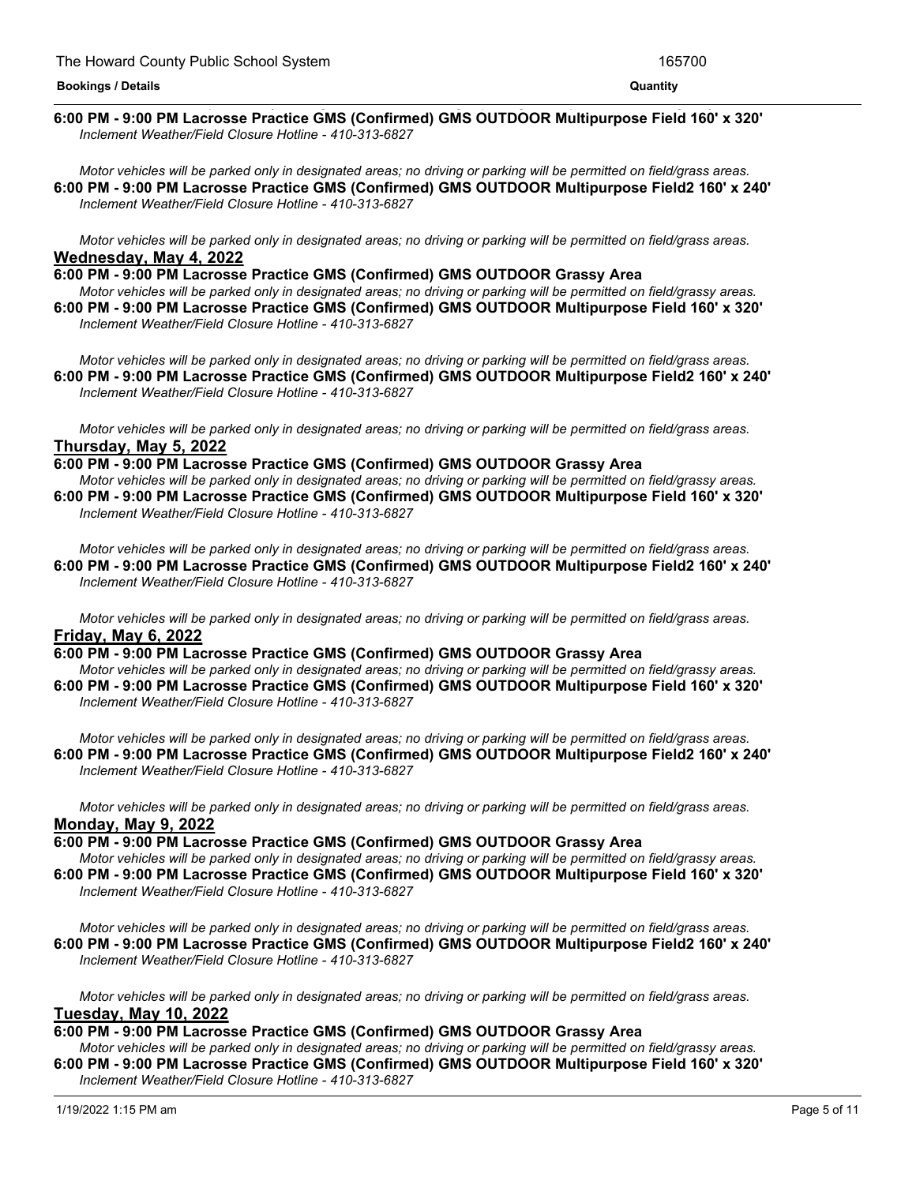**6:00 PM - 9:00 PM Lacrosse Practice GMS (Confirmed) GMS OUTDOOR Multipurpose Field 160' x 320'**
*Inclement Weather/Field Closure Hotline - 410-313-6827*

*Motor vehicles will be parked only in designated areas; no driving or parking will be permitted on field/grass areas.*

**6:00 PM - 9:00 PM Lacrosse Practice GMS (Confirmed) GMS OUTDOOR Multipurpose Field2 160' x 240'**
*Inclement Weather/Field Closure Hotline - 410-313-6827*

*Motor vehicles will be parked only in designated areas; no driving or parking will be permitted on field/grass areas.*

## Wednesday, May 4, 2022

**6:00 PM - 9:00 PM Lacrosse Practice GMS (Confirmed) GMS OUTDOOR Grassy Area**
*Motor vehicles will be parked only in designated areas; no driving or parking will be permitted on field/grassy areas.*

**6:00 PM - 9:00 PM Lacrosse Practice GMS (Confirmed) GMS OUTDOOR Multipurpose Field 160' x 320'**
*Inclement Weather/Field Closure Hotline - 410-313-6827*

*Motor vehicles will be parked only in designated areas; no driving or parking will be permitted on field/grass areas.*

**6:00 PM - 9:00 PM Lacrosse Practice GMS (Confirmed) GMS OUTDOOR Multipurpose Field2 160' x 240'**
*Inclement Weather/Field Closure Hotline - 410-313-6827*

*Motor vehicles will be parked only in designated areas; no driving or parking will be permitted on field/grass areas.*

## Thursday, May 5, 2022

**6:00 PM - 9:00 PM Lacrosse Practice GMS (Confirmed) GMS OUTDOOR Grassy Area**
*Motor vehicles will be parked only in designated areas; no driving or parking will be permitted on field/grassy areas.*

**6:00 PM - 9:00 PM Lacrosse Practice GMS (Confirmed) GMS OUTDOOR Multipurpose Field 160' x 320'**
*Inclement Weather/Field Closure Hotline - 410-313-6827*

*Motor vehicles will be parked only in designated areas; no driving or parking will be permitted on field/grass areas.*

**6:00 PM - 9:00 PM Lacrosse Practice GMS (Confirmed) GMS OUTDOOR Multipurpose Field2 160' x 240'**
*Inclement Weather/Field Closure Hotline - 410-313-6827*

*Motor vehicles will be parked only in designated areas; no driving or parking will be permitted on field/grass areas.*

## Friday, May 6, 2022

**6:00 PM - 9:00 PM Lacrosse Practice GMS (Confirmed) GMS OUTDOOR Grassy Area**
*Motor vehicles will be parked only in designated areas; no driving or parking will be permitted on field/grassy areas.*

**6:00 PM - 9:00 PM Lacrosse Practice GMS (Confirmed) GMS OUTDOOR Multipurpose Field 160' x 320'**
*Inclement Weather/Field Closure Hotline - 410-313-6827*

*Motor vehicles will be parked only in designated areas; no driving or parking will be permitted on field/grass areas.*

**6:00 PM - 9:00 PM Lacrosse Practice GMS (Confirmed) GMS OUTDOOR Multipurpose Field2 160' x 240'**
*Inclement Weather/Field Closure Hotline - 410-313-6827*

*Motor vehicles will be parked only in designated areas; no driving or parking will be permitted on field/grass areas.*

## Monday, May 9, 2022

**6:00 PM - 9:00 PM Lacrosse Practice GMS (Confirmed) GMS OUTDOOR Grassy Area**
*Motor vehicles will be parked only in designated areas; no driving or parking will be permitted on field/grassy areas.*

**6:00 PM - 9:00 PM Lacrosse Practice GMS (Confirmed) GMS OUTDOOR Multipurpose Field 160' x 320'**
*Inclement Weather/Field Closure Hotline - 410-313-6827*

*Motor vehicles will be parked only in designated areas; no driving or parking will be permitted on field/grass areas.*

**6:00 PM - 9:00 PM Lacrosse Practice GMS (Confirmed) GMS OUTDOOR Multipurpose Field2 160' x 240'**
*Inclement Weather/Field Closure Hotline - 410-313-6827*

*Motor vehicles will be parked only in designated areas; no driving or parking will be permitted on field/grass areas.*

## Tuesday, May 10, 2022

**6:00 PM - 9:00 PM Lacrosse Practice GMS (Confirmed) GMS OUTDOOR Grassy Area**
*Motor vehicles will be parked only in designated areas; no driving or parking will be permitted on field/grassy areas.*

**6:00 PM - 9:00 PM Lacrosse Practice GMS (Confirmed) GMS OUTDOOR Multipurpose Field 160' x 320'**
*Inclement Weather/Field Closure Hotline - 410-313-6827*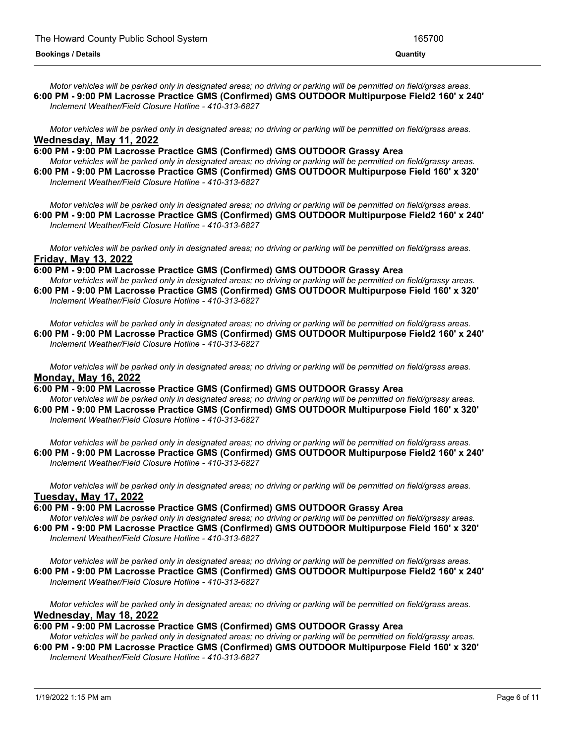*Motor vehicles will be parked only in designated areas; no driving or parking will be permitted on field/grass areas.*

**6:00 PM - 9:00 PM Lacrosse Practice GMS (Confirmed) GMS OUTDOOR Multipurpose Field2 160' x 240'**

*Inclement Weather/Field Closure Hotline - 410-313-6827*

*Motor vehicles will be parked only in designated areas; no driving or parking will be permitted on field/grass areas.*

**Wednesday, May 11, 2022**

**6:00 PM - 9:00 PM Lacrosse Practice GMS (Confirmed) GMS OUTDOOR Grassy Area**

*Motor vehicles will be parked only in designated areas; no driving or parking will be permitted on field/grassy areas.*

**6:00 PM - 9:00 PM Lacrosse Practice GMS (Confirmed) GMS OUTDOOR Multipurpose Field 160' x 320'**

*Inclement Weather/Field Closure Hotline - 410-313-6827*

*Motor vehicles will be parked only in designated areas; no driving or parking will be permitted on field/grass areas.*

**6:00 PM - 9:00 PM Lacrosse Practice GMS (Confirmed) GMS OUTDOOR Multipurpose Field2 160' x 240'**

*Inclement Weather/Field Closure Hotline - 410-313-6827*

*Motor vehicles will be parked only in designated areas; no driving or parking will be permitted on field/grass areas.*

**Friday, May 13, 2022**

**6:00 PM - 9:00 PM Lacrosse Practice GMS (Confirmed) GMS OUTDOOR Grassy Area**

*Motor vehicles will be parked only in designated areas; no driving or parking will be permitted on field/grassy areas.*

**6:00 PM - 9:00 PM Lacrosse Practice GMS (Confirmed) GMS OUTDOOR Multipurpose Field 160' x 320'**

*Inclement Weather/Field Closure Hotline - 410-313-6827*

*Motor vehicles will be parked only in designated areas; no driving or parking will be permitted on field/grass areas.*

**6:00 PM - 9:00 PM Lacrosse Practice GMS (Confirmed) GMS OUTDOOR Multipurpose Field2 160' x 240'**

*Inclement Weather/Field Closure Hotline - 410-313-6827*

*Motor vehicles will be parked only in designated areas; no driving or parking will be permitted on field/grass areas.*

**Monday, May 16, 2022**

**6:00 PM - 9:00 PM Lacrosse Practice GMS (Confirmed) GMS OUTDOOR Grassy Area**

*Motor vehicles will be parked only in designated areas; no driving or parking will be permitted on field/grassy areas.*

**6:00 PM - 9:00 PM Lacrosse Practice GMS (Confirmed) GMS OUTDOOR Multipurpose Field 160' x 320'**

*Inclement Weather/Field Closure Hotline - 410-313-6827*

*Motor vehicles will be parked only in designated areas; no driving or parking will be permitted on field/grass areas.*

**6:00 PM - 9:00 PM Lacrosse Practice GMS (Confirmed) GMS OUTDOOR Multipurpose Field2 160' x 240'**

*Inclement Weather/Field Closure Hotline - 410-313-6827*

*Motor vehicles will be parked only in designated areas; no driving or parking will be permitted on field/grass areas.*

**Tuesday, May 17, 2022**

**6:00 PM - 9:00 PM Lacrosse Practice GMS (Confirmed) GMS OUTDOOR Grassy Area**

*Motor vehicles will be parked only in designated areas; no driving or parking will be permitted on field/grassy areas.*

**6:00 PM - 9:00 PM Lacrosse Practice GMS (Confirmed) GMS OUTDOOR Multipurpose Field 160' x 320'**

*Inclement Weather/Field Closure Hotline - 410-313-6827*

*Motor vehicles will be parked only in designated areas; no driving or parking will be permitted on field/grass areas.*

**6:00 PM - 9:00 PM Lacrosse Practice GMS (Confirmed) GMS OUTDOOR Multipurpose Field2 160' x 240'**

*Inclement Weather/Field Closure Hotline - 410-313-6827*

*Motor vehicles will be parked only in designated areas; no driving or parking will be permitted on field/grass areas.*

**Wednesday, May 18, 2022**

**6:00 PM - 9:00 PM Lacrosse Practice GMS (Confirmed) GMS OUTDOOR Grassy Area**

*Motor vehicles will be parked only in designated areas; no driving or parking will be permitted on field/grassy areas.*

**6:00 PM - 9:00 PM Lacrosse Practice GMS (Confirmed) GMS OUTDOOR Multipurpose Field 160' x 320'**

*Inclement Weather/Field Closure Hotline - 410-313-6827*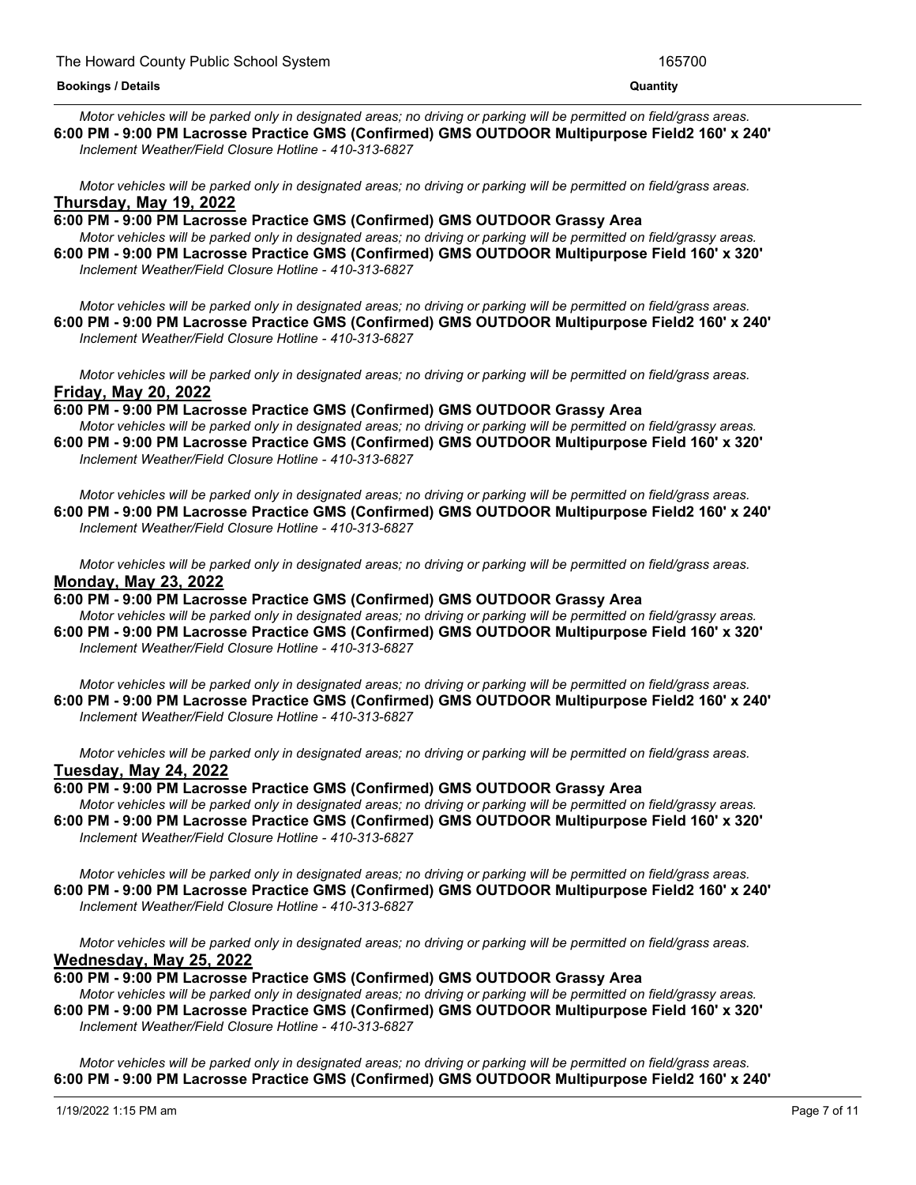*Motor vehicles will be parked only in designated areas; no driving or parking will be permitted on field/grass areas.*

**6:00 PM - 9:00 PM Lacrosse Practice GMS (Confirmed) GMS OUTDOOR Multipurpose Field2 160' x 240'**

*Inclement Weather/Field Closure Hotline - 410-313-6827*

*Motor vehicles will be parked only in designated areas; no driving or parking will be permitted on field/grass areas.*

**Thursday, May 19, 2022**

**6:00 PM - 9:00 PM Lacrosse Practice GMS (Confirmed) GMS OUTDOOR Grassy Area**

*Motor vehicles will be parked only in designated areas; no driving or parking will be permitted on field/grassy areas.*

**6:00 PM - 9:00 PM Lacrosse Practice GMS (Confirmed) GMS OUTDOOR Multipurpose Field 160' x 320'**

*Inclement Weather/Field Closure Hotline - 410-313-6827*

*Motor vehicles will be parked only in designated areas; no driving or parking will be permitted on field/grass areas.*

**6:00 PM - 9:00 PM Lacrosse Practice GMS (Confirmed) GMS OUTDOOR Multipurpose Field2 160' x 240'**

*Inclement Weather/Field Closure Hotline - 410-313-6827*

*Motor vehicles will be parked only in designated areas; no driving or parking will be permitted on field/grass areas.*

**Friday, May 20, 2022**

**6:00 PM - 9:00 PM Lacrosse Practice GMS (Confirmed) GMS OUTDOOR Grassy Area**

*Motor vehicles will be parked only in designated areas; no driving or parking will be permitted on field/grassy areas.*

**6:00 PM - 9:00 PM Lacrosse Practice GMS (Confirmed) GMS OUTDOOR Multipurpose Field 160' x 320'**

*Inclement Weather/Field Closure Hotline - 410-313-6827*

*Motor vehicles will be parked only in designated areas; no driving or parking will be permitted on field/grass areas.*

**6:00 PM - 9:00 PM Lacrosse Practice GMS (Confirmed) GMS OUTDOOR Multipurpose Field2 160' x 240'**

*Inclement Weather/Field Closure Hotline - 410-313-6827*

*Motor vehicles will be parked only in designated areas; no driving or parking will be permitted on field/grass areas.*

**Monday, May 23, 2022**

**6:00 PM - 9:00 PM Lacrosse Practice GMS (Confirmed) GMS OUTDOOR Grassy Area**

*Motor vehicles will be parked only in designated areas; no driving or parking will be permitted on field/grassy areas.*

**6:00 PM - 9:00 PM Lacrosse Practice GMS (Confirmed) GMS OUTDOOR Multipurpose Field 160' x 320'**

*Inclement Weather/Field Closure Hotline - 410-313-6827*

*Motor vehicles will be parked only in designated areas; no driving or parking will be permitted on field/grass areas.*

**6:00 PM - 9:00 PM Lacrosse Practice GMS (Confirmed) GMS OUTDOOR Multipurpose Field2 160' x 240'**

*Inclement Weather/Field Closure Hotline - 410-313-6827*

*Motor vehicles will be parked only in designated areas; no driving or parking will be permitted on field/grass areas.*

**Tuesday, May 24, 2022**

**6:00 PM - 9:00 PM Lacrosse Practice GMS (Confirmed) GMS OUTDOOR Grassy Area**

*Motor vehicles will be parked only in designated areas; no driving or parking will be permitted on field/grassy areas.*

**6:00 PM - 9:00 PM Lacrosse Practice GMS (Confirmed) GMS OUTDOOR Multipurpose Field 160' x 320'**

*Inclement Weather/Field Closure Hotline - 410-313-6827*

*Motor vehicles will be parked only in designated areas; no driving or parking will be permitted on field/grass areas.*

**6:00 PM - 9:00 PM Lacrosse Practice GMS (Confirmed) GMS OUTDOOR Multipurpose Field2 160' x 240'**

*Inclement Weather/Field Closure Hotline - 410-313-6827*

*Motor vehicles will be parked only in designated areas; no driving or parking will be permitted on field/grass areas.*

**Wednesday, May 25, 2022**

**6:00 PM - 9:00 PM Lacrosse Practice GMS (Confirmed) GMS OUTDOOR Grassy Area**

*Motor vehicles will be parked only in designated areas; no driving or parking will be permitted on field/grassy areas.*

**6:00 PM - 9:00 PM Lacrosse Practice GMS (Confirmed) GMS OUTDOOR Multipurpose Field 160' x 320'**

*Inclement Weather/Field Closure Hotline - 410-313-6827*

*Motor vehicles will be parked only in designated areas; no driving or parking will be permitted on field/grass areas.*

**6:00 PM - 9:00 PM Lacrosse Practice GMS (Confirmed) GMS OUTDOOR Multipurpose Field2 160' x 240'**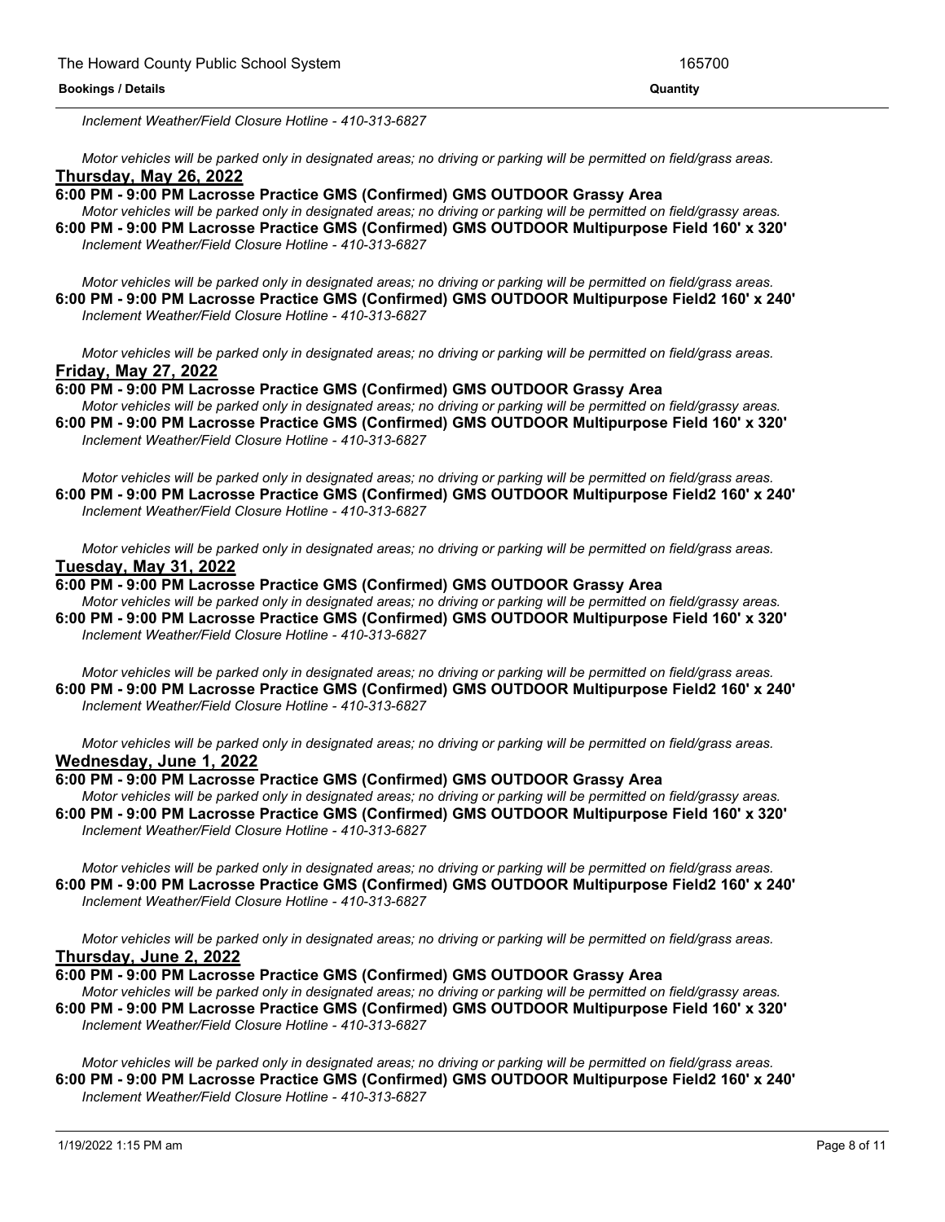*Inclement Weather/Field Closure Hotline - 410-313-6827*

*Motor vehicles will be parked only in designated areas; no driving or parking will be permitted on field/grass areas.*

## Thursday, May 26, 2022

**6:00 PM - 9:00 PM Lacrosse Practice GMS (Confirmed) GMS OUTDOOR Grassy Area**

*Motor vehicles will be parked only in designated areas; no driving or parking will be permitted on field/grassy areas.*

**6:00 PM - 9:00 PM Lacrosse Practice GMS (Confirmed) GMS OUTDOOR Multipurpose Field 160' x 320'**

*Inclement Weather/Field Closure Hotline - 410-313-6827*

*Motor vehicles will be parked only in designated areas; no driving or parking will be permitted on field/grass areas.*

**6:00 PM - 9:00 PM Lacrosse Practice GMS (Confirmed) GMS OUTDOOR Multipurpose Field2 160' x 240'**

*Inclement Weather/Field Closure Hotline - 410-313-6827*

*Motor vehicles will be parked only in designated areas; no driving or parking will be permitted on field/grass areas.*

## Friday, May 27, 2022

**6:00 PM - 9:00 PM Lacrosse Practice GMS (Confirmed) GMS OUTDOOR Grassy Area**

*Motor vehicles will be parked only in designated areas; no driving or parking will be permitted on field/grassy areas.*

**6:00 PM - 9:00 PM Lacrosse Practice GMS (Confirmed) GMS OUTDOOR Multipurpose Field 160' x 320'**

*Inclement Weather/Field Closure Hotline - 410-313-6827*

*Motor vehicles will be parked only in designated areas; no driving or parking will be permitted on field/grass areas.*

**6:00 PM - 9:00 PM Lacrosse Practice GMS (Confirmed) GMS OUTDOOR Multipurpose Field2 160' x 240'**

*Inclement Weather/Field Closure Hotline - 410-313-6827*

*Motor vehicles will be parked only in designated areas; no driving or parking will be permitted on field/grass areas.*

## Tuesday, May 31, 2022

**6:00 PM - 9:00 PM Lacrosse Practice GMS (Confirmed) GMS OUTDOOR Grassy Area**

*Motor vehicles will be parked only in designated areas; no driving or parking will be permitted on field/grassy areas.*

**6:00 PM - 9:00 PM Lacrosse Practice GMS (Confirmed) GMS OUTDOOR Multipurpose Field 160' x 320'**

*Inclement Weather/Field Closure Hotline - 410-313-6827*

*Motor vehicles will be parked only in designated areas; no driving or parking will be permitted on field/grass areas.*

**6:00 PM - 9:00 PM Lacrosse Practice GMS (Confirmed) GMS OUTDOOR Multipurpose Field2 160' x 240'**

*Inclement Weather/Field Closure Hotline - 410-313-6827*

*Motor vehicles will be parked only in designated areas; no driving or parking will be permitted on field/grass areas.*

## Wednesday, June 1, 2022

**6:00 PM - 9:00 PM Lacrosse Practice GMS (Confirmed) GMS OUTDOOR Grassy Area**

*Motor vehicles will be parked only in designated areas; no driving or parking will be permitted on field/grassy areas.*

**6:00 PM - 9:00 PM Lacrosse Practice GMS (Confirmed) GMS OUTDOOR Multipurpose Field 160' x 320'**

*Inclement Weather/Field Closure Hotline - 410-313-6827*

*Motor vehicles will be parked only in designated areas; no driving or parking will be permitted on field/grass areas.*

**6:00 PM - 9:00 PM Lacrosse Practice GMS (Confirmed) GMS OUTDOOR Multipurpose Field2 160' x 240'**

*Inclement Weather/Field Closure Hotline - 410-313-6827*

*Motor vehicles will be parked only in designated areas; no driving or parking will be permitted on field/grass areas.*

## Thursday, June 2, 2022

**6:00 PM - 9:00 PM Lacrosse Practice GMS (Confirmed) GMS OUTDOOR Grassy Area**

*Motor vehicles will be parked only in designated areas; no driving or parking will be permitted on field/grassy areas.*

**6:00 PM - 9:00 PM Lacrosse Practice GMS (Confirmed) GMS OUTDOOR Multipurpose Field 160' x 320'**

*Inclement Weather/Field Closure Hotline - 410-313-6827*

*Motor vehicles will be parked only in designated areas; no driving or parking will be permitted on field/grass areas.*

**6:00 PM - 9:00 PM Lacrosse Practice GMS (Confirmed) GMS OUTDOOR Multipurpose Field2 160' x 240'**

*Inclement Weather/Field Closure Hotline - 410-313-6827*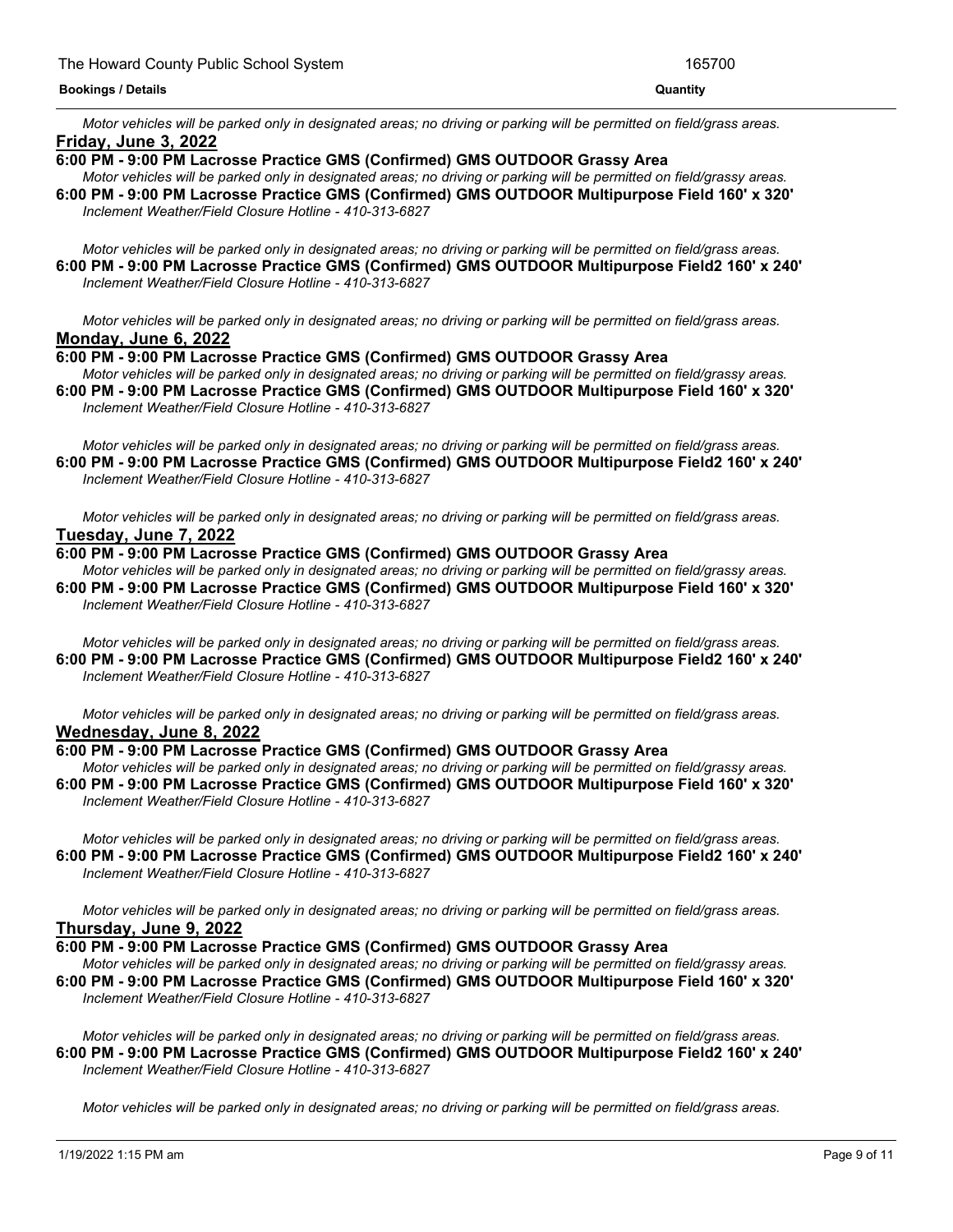*Motor vehicles will be parked only in designated areas; no driving or parking will be permitted on field/grass areas.*

**Friday, June 3, 2022**

**6:00 PM - 9:00 PM Lacrosse Practice GMS (Confirmed) GMS OUTDOOR Grassy Area**

*Motor vehicles will be parked only in designated areas; no driving or parking will be permitted on field/grassy areas.*

**6:00 PM - 9:00 PM Lacrosse Practice GMS (Confirmed) GMS OUTDOOR Multipurpose Field 160' x 320'**

*Inclement Weather/Field Closure Hotline - 410-313-6827*

*Motor vehicles will be parked only in designated areas; no driving or parking will be permitted on field/grass areas.*

**6:00 PM - 9:00 PM Lacrosse Practice GMS (Confirmed) GMS OUTDOOR Multipurpose Field2 160' x 240'**

*Inclement Weather/Field Closure Hotline - 410-313-6827*

*Motor vehicles will be parked only in designated areas; no driving or parking will be permitted on field/grass areas.*

**Monday, June 6, 2022**

**6:00 PM - 9:00 PM Lacrosse Practice GMS (Confirmed) GMS OUTDOOR Grassy Area**

*Motor vehicles will be parked only in designated areas; no driving or parking will be permitted on field/grassy areas.*

**6:00 PM - 9:00 PM Lacrosse Practice GMS (Confirmed) GMS OUTDOOR Multipurpose Field 160' x 320'**

*Inclement Weather/Field Closure Hotline - 410-313-6827*

*Motor vehicles will be parked only in designated areas; no driving or parking will be permitted on field/grass areas.*

**6:00 PM - 9:00 PM Lacrosse Practice GMS (Confirmed) GMS OUTDOOR Multipurpose Field2 160' x 240'**

*Inclement Weather/Field Closure Hotline - 410-313-6827*

*Motor vehicles will be parked only in designated areas; no driving or parking will be permitted on field/grass areas.*

**Tuesday, June 7, 2022**

**6:00 PM - 9:00 PM Lacrosse Practice GMS (Confirmed) GMS OUTDOOR Grassy Area**

*Motor vehicles will be parked only in designated areas; no driving or parking will be permitted on field/grassy areas.*

**6:00 PM - 9:00 PM Lacrosse Practice GMS (Confirmed) GMS OUTDOOR Multipurpose Field 160' x 320'**

*Inclement Weather/Field Closure Hotline - 410-313-6827*

*Motor vehicles will be parked only in designated areas; no driving or parking will be permitted on field/grass areas.*

**6:00 PM - 9:00 PM Lacrosse Practice GMS (Confirmed) GMS OUTDOOR Multipurpose Field2 160' x 240'**

*Inclement Weather/Field Closure Hotline - 410-313-6827*

*Motor vehicles will be parked only in designated areas; no driving or parking will be permitted on field/grass areas.*

**Wednesday, June 8, 2022**

**6:00 PM - 9:00 PM Lacrosse Practice GMS (Confirmed) GMS OUTDOOR Grassy Area**

*Motor vehicles will be parked only in designated areas; no driving or parking will be permitted on field/grassy areas.*

**6:00 PM - 9:00 PM Lacrosse Practice GMS (Confirmed) GMS OUTDOOR Multipurpose Field 160' x 320'**

*Inclement Weather/Field Closure Hotline - 410-313-6827*

*Motor vehicles will be parked only in designated areas; no driving or parking will be permitted on field/grass areas.*

**6:00 PM - 9:00 PM Lacrosse Practice GMS (Confirmed) GMS OUTDOOR Multipurpose Field2 160' x 240'**

*Inclement Weather/Field Closure Hotline - 410-313-6827*

*Motor vehicles will be parked only in designated areas; no driving or parking will be permitted on field/grass areas.*

**Thursday, June 9, 2022**

**6:00 PM - 9:00 PM Lacrosse Practice GMS (Confirmed) GMS OUTDOOR Grassy Area**

*Motor vehicles will be parked only in designated areas; no driving or parking will be permitted on field/grassy areas.*

**6:00 PM - 9:00 PM Lacrosse Practice GMS (Confirmed) GMS OUTDOOR Multipurpose Field 160' x 320'**

*Inclement Weather/Field Closure Hotline - 410-313-6827*

*Motor vehicles will be parked only in designated areas; no driving or parking will be permitted on field/grass areas.*

**6:00 PM - 9:00 PM Lacrosse Practice GMS (Confirmed) GMS OUTDOOR Multipurpose Field2 160' x 240'**

*Inclement Weather/Field Closure Hotline - 410-313-6827*

*Motor vehicles will be parked only in designated areas; no driving or parking will be permitted on field/grass areas.*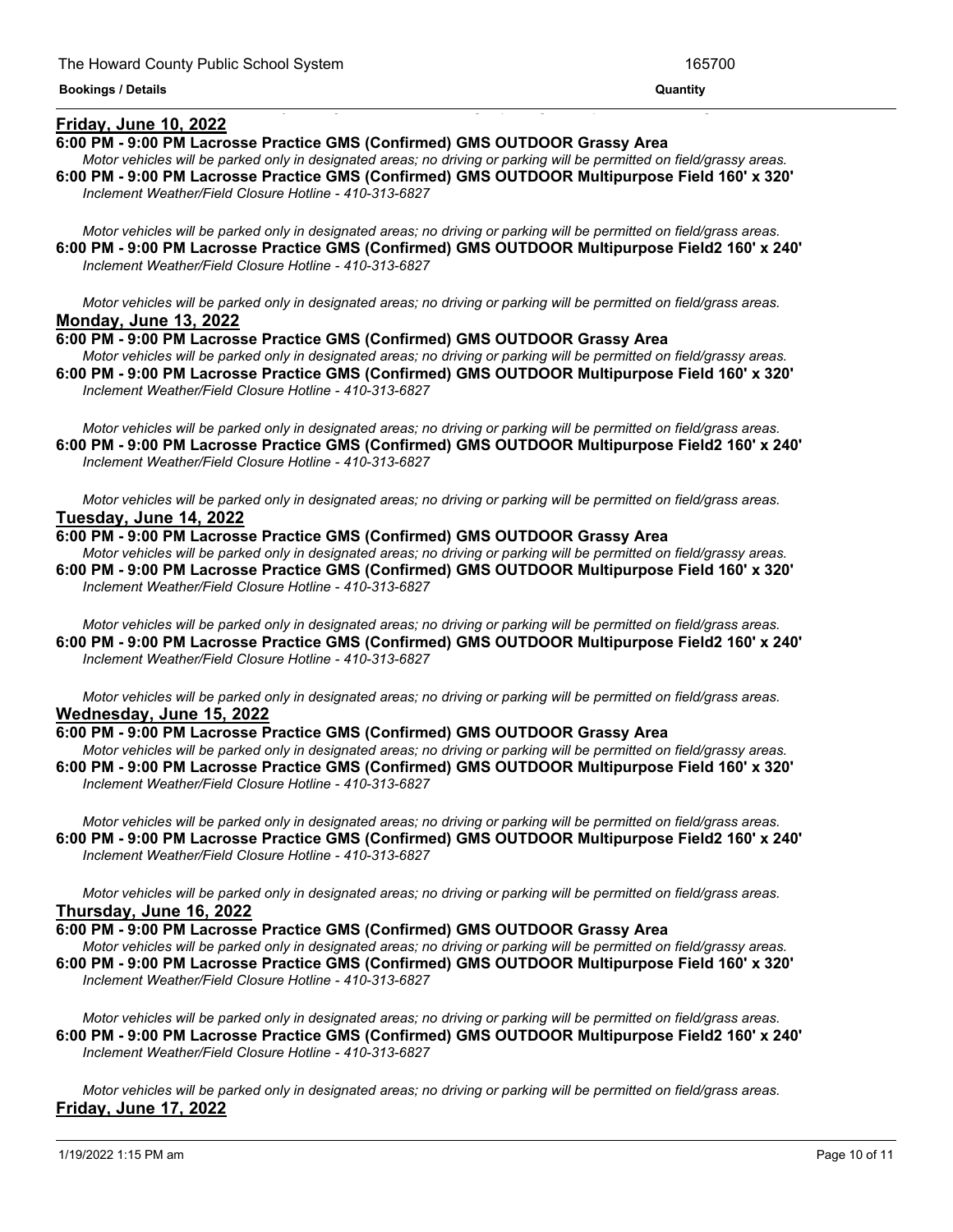**Friday, June 10, 2022**

**6:00 PM - 9:00 PM Lacrosse Practice GMS (Confirmed) GMS OUTDOOR Grassy Area**

*Motor vehicles will be parked only in designated areas; no driving or parking will be permitted on field/grassy areas.*

**6:00 PM - 9:00 PM Lacrosse Practice GMS (Confirmed) GMS OUTDOOR Multipurpose Field 160' x 320'**

*Inclement Weather/Field Closure Hotline - 410-313-6827*

*Motor vehicles will be parked only in designated areas; no driving or parking will be permitted on field/grass areas.*

**6:00 PM - 9:00 PM Lacrosse Practice GMS (Confirmed) GMS OUTDOOR Multipurpose Field2 160' x 240'**

*Inclement Weather/Field Closure Hotline - 410-313-6827*

*Motor vehicles will be parked only in designated areas; no driving or parking will be permitted on field/grass areas.*

**Monday, June 13, 2022**

**6:00 PM - 9:00 PM Lacrosse Practice GMS (Confirmed) GMS OUTDOOR Grassy Area**

*Motor vehicles will be parked only in designated areas; no driving or parking will be permitted on field/grassy areas.*

**6:00 PM - 9:00 PM Lacrosse Practice GMS (Confirmed) GMS OUTDOOR Multipurpose Field 160' x 320'**

*Inclement Weather/Field Closure Hotline - 410-313-6827*

*Motor vehicles will be parked only in designated areas; no driving or parking will be permitted on field/grass areas.*

**6:00 PM - 9:00 PM Lacrosse Practice GMS (Confirmed) GMS OUTDOOR Multipurpose Field2 160' x 240'**

*Inclement Weather/Field Closure Hotline - 410-313-6827*

*Motor vehicles will be parked only in designated areas; no driving or parking will be permitted on field/grass areas.*

**Tuesday, June 14, 2022**

**6:00 PM - 9:00 PM Lacrosse Practice GMS (Confirmed) GMS OUTDOOR Grassy Area**

*Motor vehicles will be parked only in designated areas; no driving or parking will be permitted on field/grassy areas.*

**6:00 PM - 9:00 PM Lacrosse Practice GMS (Confirmed) GMS OUTDOOR Multipurpose Field 160' x 320'**

*Inclement Weather/Field Closure Hotline - 410-313-6827*

*Motor vehicles will be parked only in designated areas; no driving or parking will be permitted on field/grass areas.*

**6:00 PM - 9:00 PM Lacrosse Practice GMS (Confirmed) GMS OUTDOOR Multipurpose Field2 160' x 240'**

*Inclement Weather/Field Closure Hotline - 410-313-6827*

*Motor vehicles will be parked only in designated areas; no driving or parking will be permitted on field/grass areas.*

**Wednesday, June 15, 2022**

**6:00 PM - 9:00 PM Lacrosse Practice GMS (Confirmed) GMS OUTDOOR Grassy Area**

*Motor vehicles will be parked only in designated areas; no driving or parking will be permitted on field/grassy areas.*

**6:00 PM - 9:00 PM Lacrosse Practice GMS (Confirmed) GMS OUTDOOR Multipurpose Field 160' x 320'**

*Inclement Weather/Field Closure Hotline - 410-313-6827*

*Motor vehicles will be parked only in designated areas; no driving or parking will be permitted on field/grass areas.*

**6:00 PM - 9:00 PM Lacrosse Practice GMS (Confirmed) GMS OUTDOOR Multipurpose Field2 160' x 240'**

*Inclement Weather/Field Closure Hotline - 410-313-6827*

*Motor vehicles will be parked only in designated areas; no driving or parking will be permitted on field/grass areas.*

**Thursday, June 16, 2022**

**6:00 PM - 9:00 PM Lacrosse Practice GMS (Confirmed) GMS OUTDOOR Grassy Area**

*Motor vehicles will be parked only in designated areas; no driving or parking will be permitted on field/grassy areas.*

**6:00 PM - 9:00 PM Lacrosse Practice GMS (Confirmed) GMS OUTDOOR Multipurpose Field 160' x 320'**

*Inclement Weather/Field Closure Hotline - 410-313-6827*

*Motor vehicles will be parked only in designated areas; no driving or parking will be permitted on field/grass areas.*

**6:00 PM - 9:00 PM Lacrosse Practice GMS (Confirmed) GMS OUTDOOR Multipurpose Field2 160' x 240'**

*Inclement Weather/Field Closure Hotline - 410-313-6827*

*Motor vehicles will be parked only in designated areas; no driving or parking will be permitted on field/grass areas.*

**Friday, June 17, 2022**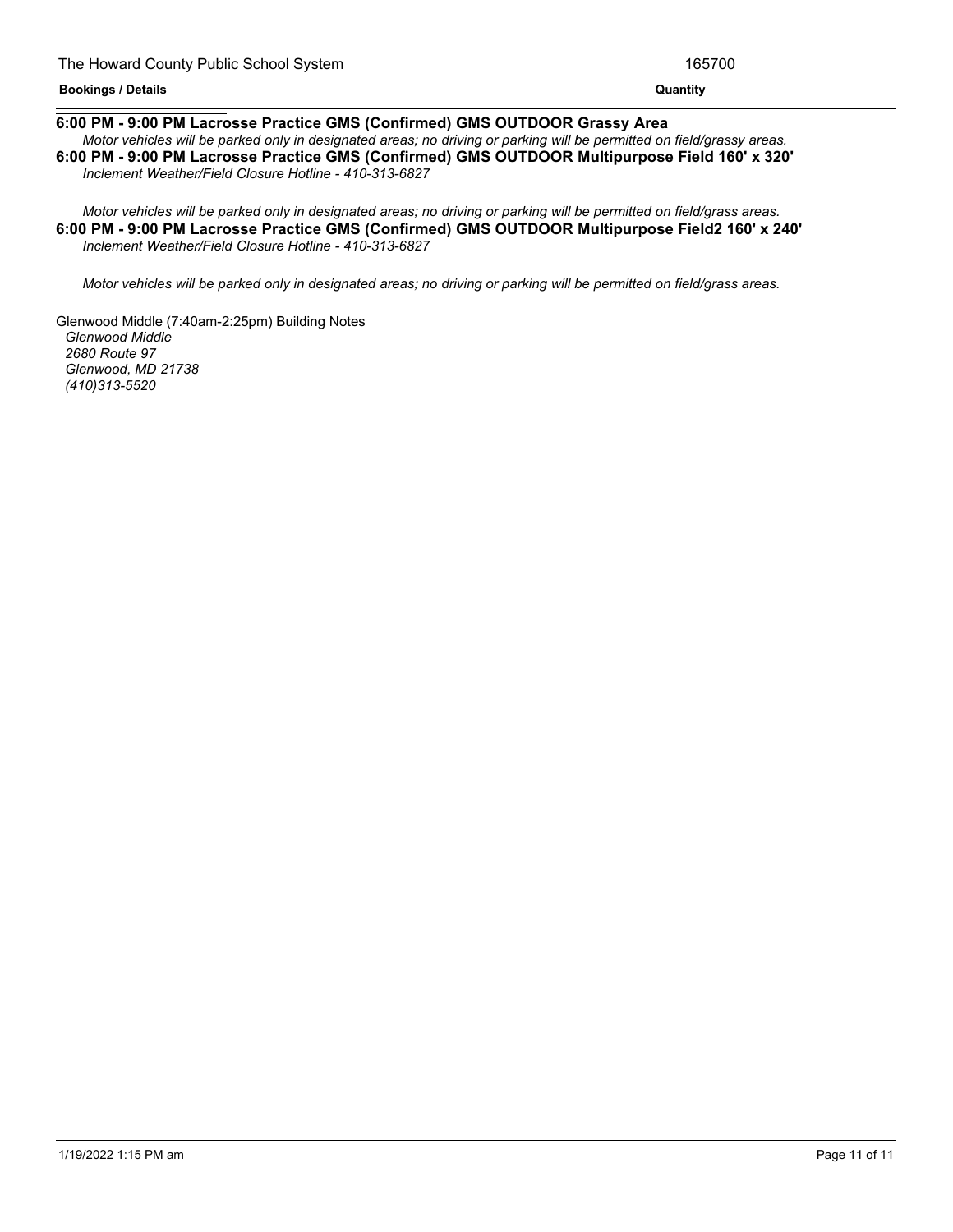**Bookings / Details** **Quantity**

**6:00 PM - 9:00 PM Lacrosse Practice GMS (Confirmed) GMS OUTDOOR Grassy Area**

*Motor vehicles will be parked only in designated areas; no driving or parking will be permitted on field/grassy areas.*

**6:00 PM - 9:00 PM Lacrosse Practice GMS (Confirmed) GMS OUTDOOR Multipurpose Field 160' x 320'**

*Inclement Weather/Field Closure Hotline - 410-313-6827*

*Motor vehicles will be parked only in designated areas; no driving or parking will be permitted on field/grass areas.*

**6:00 PM - 9:00 PM Lacrosse Practice GMS (Confirmed) GMS OUTDOOR Multipurpose Field2 160' x 240'**

*Inclement Weather/Field Closure Hotline - 410-313-6827*

*Motor vehicles will be parked only in designated areas; no driving or parking will be permitted on field/grass areas.*

Glenwood Middle (7:40am-2:25pm) Building Notes

*Glenwood Middle*
*2680 Route 97*
*Glenwood, MD 21738*
*(410)313-5520*